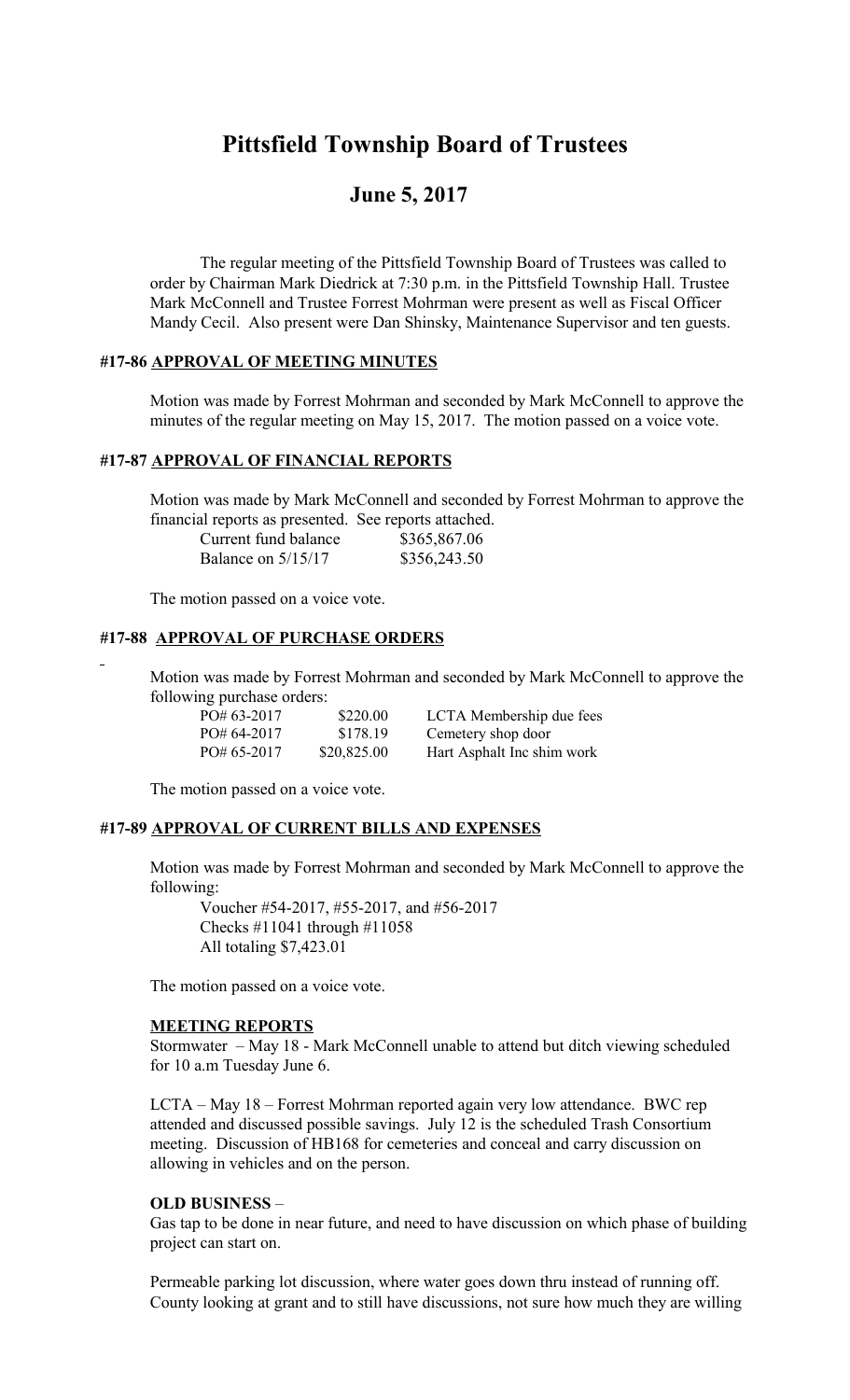# Pittsfield Township Board of Trustees

## June 5, 2017

The regular meeting of the Pittsfield Township Board of Trustees was called to order by Chairman Mark Diedrick at 7:30 p.m. in the Pittsfield Township Hall. Trustee Mark McConnell and Trustee Forrest Mohrman were present as well as Fiscal Officer Mandy Cecil. Also present were Dan Shinsky, Maintenance Supervisor and ten guests.

### #17-86 APPROVAL OF MEETING MINUTES

Motion was made by Forrest Mohrman and seconded by Mark McConnell to approve the minutes of the regular meeting on May 15, 2017. The motion passed on a voice vote.

### #17-87 APPROVAL OF FINANCIAL REPORTS

Motion was made by Mark McConnell and seconded by Forrest Mohrman to approve the financial reports as presented. See reports attached.

| | |
|---|---|
| Current fund balance | $365,867.06 |
| Balance on 5/15/17 | $356,243.50 |

The motion passed on a voice vote.

### #17-88 APPROVAL OF PURCHASE ORDERS

Motion was made by Forrest Mohrman and seconded by Mark McConnell to approve the following purchase orders:

| | | |
|---|---|---|
| PO# 63-2017 | $220.00 | LCTA Membership due fees |
| PO# 64-2017 | $178.19 | Cemetery shop door |
| PO# 65-2017 | $20,825.00 | Hart Asphalt Inc shim work |

The motion passed on a voice vote.

### #17-89 APPROVAL OF CURRENT BILLS AND EXPENSES

Motion was made by Forrest Mohrman and seconded by Mark McConnell to approve the following:

Voucher #54-2017, #55-2017, and #56-2017
Checks #11041 through #11058
All totaling $7,423.01

The motion passed on a voice vote.

**MEETING REPORTS**

Stormwater – May 18 - Mark McConnell unable to attend but ditch viewing scheduled for 10 a.m Tuesday June 6.

LCTA – May 18 – Forrest Mohrman reported again very low attendance. BWC rep attended and discussed possible savings. July 12 is the scheduled Trash Consortium meeting. Discussion of HB168 for cemeteries and conceal and carry discussion on allowing in vehicles and on the person.

**OLD BUSINESS** –

Gas tap to be done in near future, and need to have discussion on which phase of building project can start on.

Permeable parking lot discussion, where water goes down thru instead of running off. County looking at grant and to still have discussions, not sure how much they are willing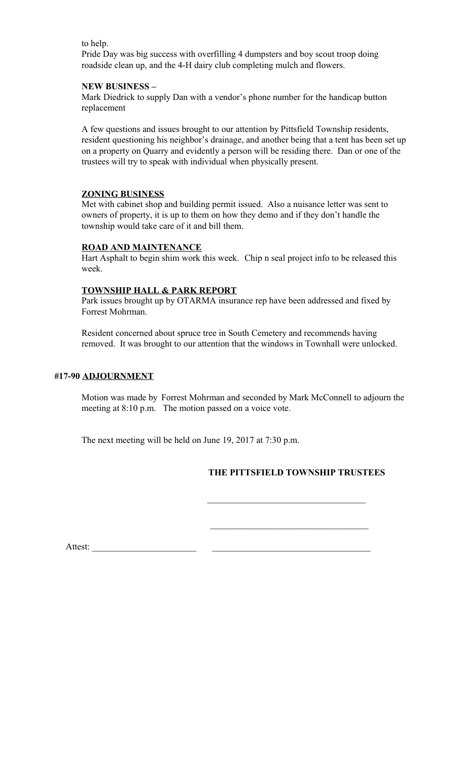to help.

Pride Day was big success with overfilling 4 dumpsters and boy scout troop doing roadside clean up, and the 4-H dairy club completing mulch and flowers.

**NEW BUSINESS –**

Mark Diedrick to supply Dan with a vendor's phone number for the handicap button replacement

A few questions and issues brought to our attention by Pittsfield Township residents, resident questioning his neighbor's drainage, and another being that a tent has been set up on a property on Quarry and evidently a person will be residing there. Dan or one of the trustees will try to speak with individual when physically present.

**ZONING BUSINESS**

Met with cabinet shop and building permit issued. Also a nuisance letter was sent to owners of property, it is up to them on how they demo and if they don't handle the township would take care of it and bill them.

**ROAD AND MAINTENANCE**

Hart Asphalt to begin shim work this week. Chip n seal project info to be released this week.

**TOWNSHIP HALL & PARK REPORT**

Park issues brought up by OTARMA insurance rep have been addressed and fixed by Forrest Mohrman.

Resident concerned about spruce tree in South Cemetery and recommends having removed. It was brought to our attention that the windows in Townhall were unlocked.

**#17-90 ADJOURNMENT**

Motion was made by Forrest Mohrman and seconded by Mark McConnell to adjourn the meeting at 8:10 p.m. The motion passed on a voice vote.

The next meeting will be held on June 19, 2017 at 7:30 p.m.

**THE PITTSFIELD TOWNSHIP TRUSTEES**

\_\_\_\_\_\_\_\_\_\_\_\_\_\_\_\_\_\_\_\_\_\_\_\_\_\_\_\_\_\_\_\_\_\_

\_\_\_\_\_\_\_\_\_\_\_\_\_\_\_\_\_\_\_\_\_\_\_\_\_\_\_\_\_\_\_\_\_\_

Attest: \_\_\_\_\_\_\_\_\_\_\_\_\_\_\_\_\_\_\_\_\_\_\_ \_\_\_\_\_\_\_\_\_\_\_\_\_\_\_\_\_\_\_\_\_\_\_\_\_\_\_\_\_\_\_\_\_\_